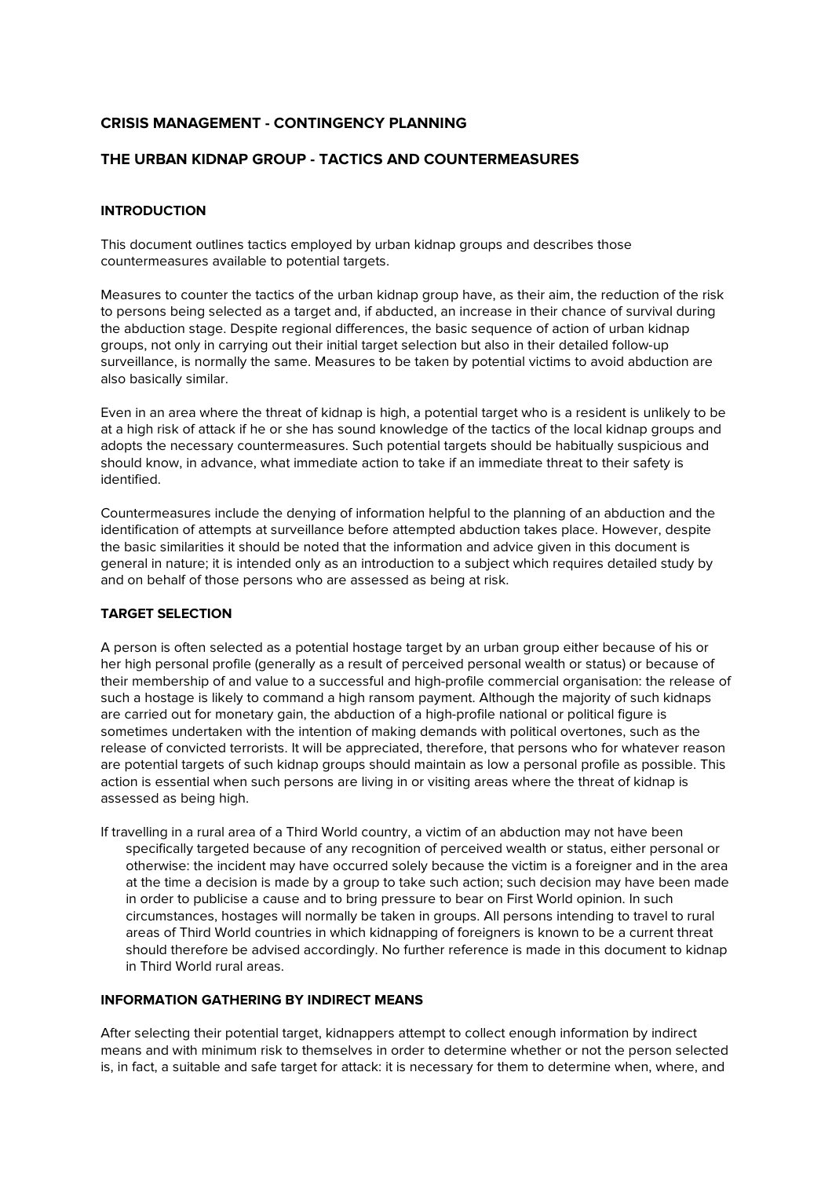## CRISIS MANAGEMENT - CONTINGENCY PLANNING

## THE URBAN KIDNAP GROUP - TACTICS AND COUNTERMEASURES

### INTRODUCTION

This document outlines tactics employed by urban kidnap groups and describes those countermeasures available to potential targets.

Measures to counter the tactics of the urban kidnap group have, as their aim, the reduction of the risk to persons being selected as a target and, if abducted, an increase in their chance of survival during the abduction stage. Despite regional differences, the basic sequence of action of urban kidnap groups, not only in carrying out their initial target selection but also in their detailed follow-up surveillance, is normally the same. Measures to be taken by potential victims to avoid abduction are also basically similar.

Even in an area where the threat of kidnap is high, a potential target who is a resident is unlikely to be at a high risk of attack if he or she has sound knowledge of the tactics of the local kidnap groups and adopts the necessary countermeasures. Such potential targets should be habitually suspicious and should know, in advance, what immediate action to take if an immediate threat to their safety is identified.

Countermeasures include the denying of information helpful to the planning of an abduction and the identification of attempts at surveillance before attempted abduction takes place. However, despite the basic similarities it should be noted that the information and advice given in this document is general in nature; it is intended only as an introduction to a subject which requires detailed study by and on behalf of those persons who are assessed as being at risk.

### TARGET SELECTION

A person is often selected as a potential hostage target by an urban group either because of his or her high personal profile (generally as a result of perceived personal wealth or status) or because of their membership of and value to a successful and high-profile commercial organisation: the release of such a hostage is likely to command a high ransom payment. Although the majority of such kidnaps are carried out for monetary gain, the abduction of a high-profile national or political figure is sometimes undertaken with the intention of making demands with political overtones, such as the release of convicted terrorists. It will be appreciated, therefore, that persons who for whatever reason are potential targets of such kidnap groups should maintain as low a personal profile as possible. This action is essential when such persons are living in or visiting areas where the threat of kidnap is assessed as being high.

If travelling in a rural area of a Third World country, a victim of an abduction may not have been specifically targeted because of any recognition of perceived wealth or status, either personal or otherwise: the incident may have occurred solely because the victim is a foreigner and in the area at the time a decision is made by a group to take such action; such decision may have been made in order to publicise a cause and to bring pressure to bear on First World opinion. In such circumstances, hostages will normally be taken in groups. All persons intending to travel to rural areas of Third World countries in which kidnapping of foreigners is known to be a current threat should therefore be advised accordingly. No further reference is made in this document to kidnap in Third World rural areas.

### INFORMATION GATHERING BY INDIRECT MEANS

After selecting their potential target, kidnappers attempt to collect enough information by indirect means and with minimum risk to themselves in order to determine whether or not the person selected is, in fact, a suitable and safe target for attack: it is necessary for them to determine when, where, and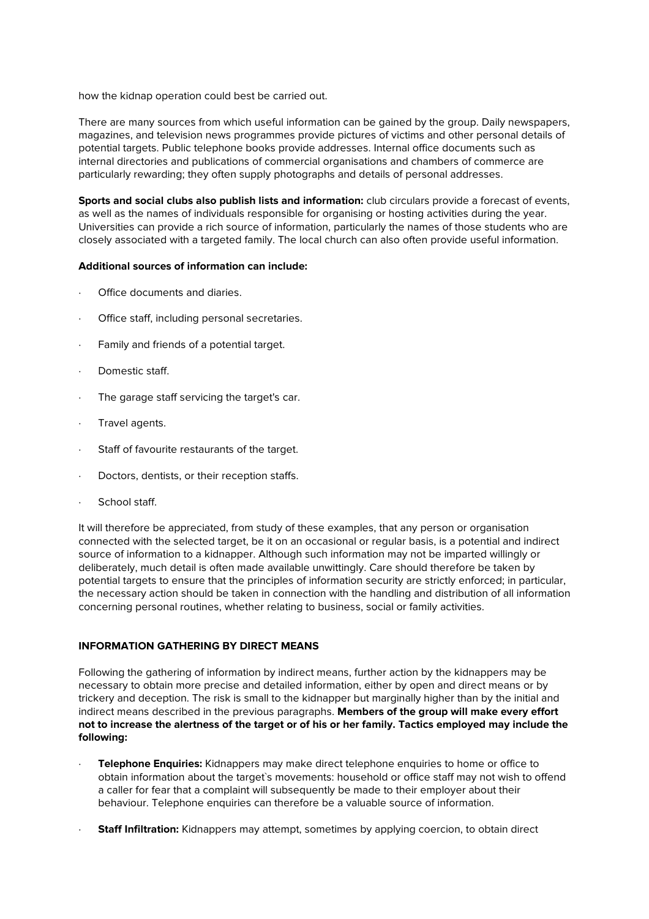how the kidnap operation could best be carried out.

There are many sources from which useful information can be gained by the group. Daily newspapers, magazines, and television news programmes provide pictures of victims and other personal details of potential targets. Public telephone books provide addresses. Internal office documents such as internal directories and publications of commercial organisations and chambers of commerce are particularly rewarding; they often supply photographs and details of personal addresses.

**Sports and social clubs also publish lists and information:** club circulars provide a forecast of events, as well as the names of individuals responsible for organising or hosting activities during the year. Universities can provide a rich source of information, particularly the names of those students who are closely associated with a targeted family. The local church can also often provide useful information.

**Additional sources of information can include:**

- Office documents and diaries.
- Office staff, including personal secretaries.
- Family and friends of a potential target.
- Domestic staff.
- The garage staff servicing the target's car.
- Travel agents.
- Staff of favourite restaurants of the target.
- Doctors, dentists, or their reception staffs.
- School staff.

It will therefore be appreciated, from study of these examples, that any person or organisation connected with the selected target, be it on an occasional or regular basis, is a potential and indirect source of information to a kidnapper. Although such information may not be imparted willingly or deliberately, much detail is often made available unwittingly. Care should therefore be taken by potential targets to ensure that the principles of information security are strictly enforced; in particular, the necessary action should be taken in connection with the handling and distribution of all information concerning personal routines, whether relating to business, social or family activities.

### INFORMATION GATHERING BY DIRECT MEANS

Following the gathering of information by indirect means, further action by the kidnappers may be necessary to obtain more precise and detailed information, either by open and direct means or by trickery and deception. The risk is small to the kidnapper but marginally higher than by the initial and indirect means described in the previous paragraphs. **Members of the group will make every effort not to increase the alertness of the target or of his or her family. Tactics employed may include the following:**

- **Telephone Enquiries:** Kidnappers may make direct telephone enquiries to home or office to obtain information about the target`s movements: household or office staff may not wish to offend a caller for fear that a complaint will subsequently be made to their employer about their behaviour. Telephone enquiries can therefore be a valuable source of information.
- **Staff Infiltration:** Kidnappers may attempt, sometimes by applying coercion, to obtain direct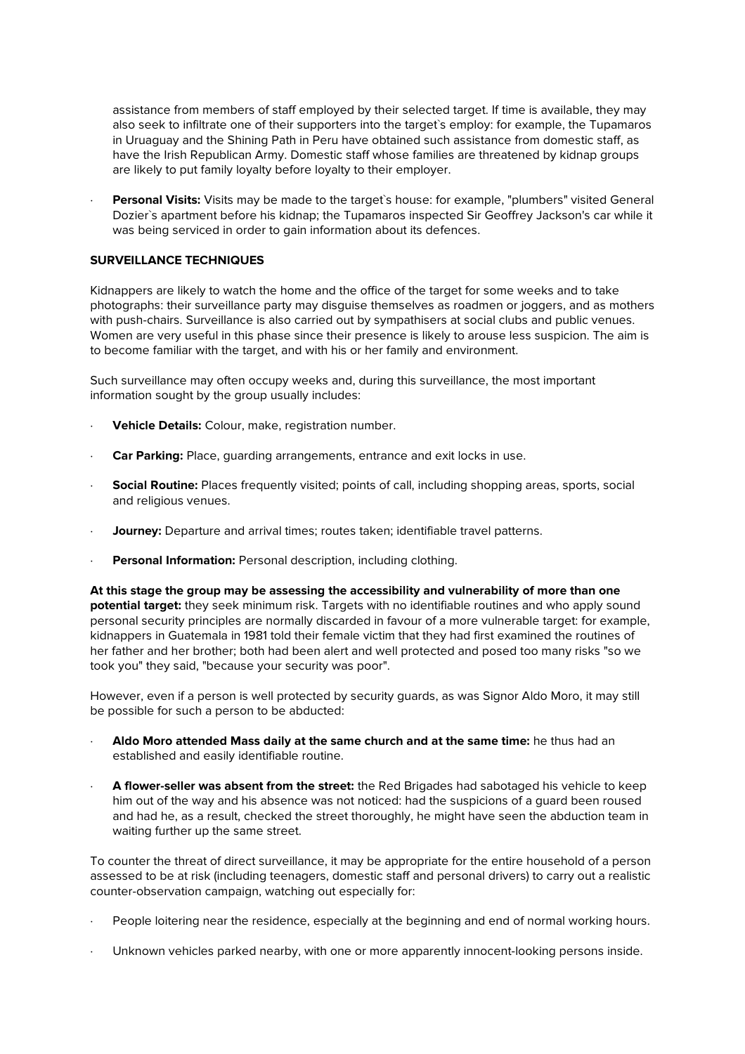assistance from members of staff employed by their selected target. If time is available, they may also seek to infiltrate one of their supporters into the target`s employ: for example, the Tupamaros in Uruaguay and the Shining Path in Peru have obtained such assistance from domestic staff, as have the Irish Republican Army. Domestic staff whose families are threatened by kidnap groups are likely to put family loyalty before loyalty to their employer.

- **Personal Visits:** Visits may be made to the target`s house: for example, "plumbers" visited General Dozier`s apartment before his kidnap; the Tupamaros inspected Sir Geoffrey Jackson's car while it was being serviced in order to gain information about its defences.

**SURVEILLANCE TECHNIQUES**

Kidnappers are likely to watch the home and the office of the target for some weeks and to take photographs: their surveillance party may disguise themselves as roadmen or joggers, and as mothers with push-chairs. Surveillance is also carried out by sympathisers at social clubs and public venues. Women are very useful in this phase since their presence is likely to arouse less suspicion. The aim is to become familiar with the target, and with his or her family and environment.

Such surveillance may often occupy weeks and, during this surveillance, the most important information sought by the group usually includes:

- **Vehicle Details:** Colour, make, registration number.
- **Car Parking:** Place, guarding arrangements, entrance and exit locks in use.
- **Social Routine:** Places frequently visited; points of call, including shopping areas, sports, social and religious venues.
- **Journey:** Departure and arrival times; routes taken; identifiable travel patterns.
- **Personal Information:** Personal description, including clothing.

**At this stage the group may be assessing the accessibility and vulnerability of more than one potential target:** they seek minimum risk. Targets with no identifiable routines and who apply sound personal security principles are normally discarded in favour of a more vulnerable target: for example, kidnappers in Guatemala in 1981 told their female victim that they had first examined the routines of her father and her brother; both had been alert and well protected and posed too many risks "so we took you" they said, "because your security was poor".

However, even if a person is well protected by security guards, as was Signor Aldo Moro, it may still be possible for such a person to be abducted:

- **Aldo Moro attended Mass daily at the same church and at the same time:** he thus had an established and easily identifiable routine.
- **A flower-seller was absent from the street:** the Red Brigades had sabotaged his vehicle to keep him out of the way and his absence was not noticed: had the suspicions of a guard been roused and had he, as a result, checked the street thoroughly, he might have seen the abduction team in waiting further up the same street.

To counter the threat of direct surveillance, it may be appropriate for the entire household of a person assessed to be at risk (including teenagers, domestic staff and personal drivers) to carry out a realistic counter-observation campaign, watching out especially for:

- People loitering near the residence, especially at the beginning and end of normal working hours.
- Unknown vehicles parked nearby, with one or more apparently innocent-looking persons inside.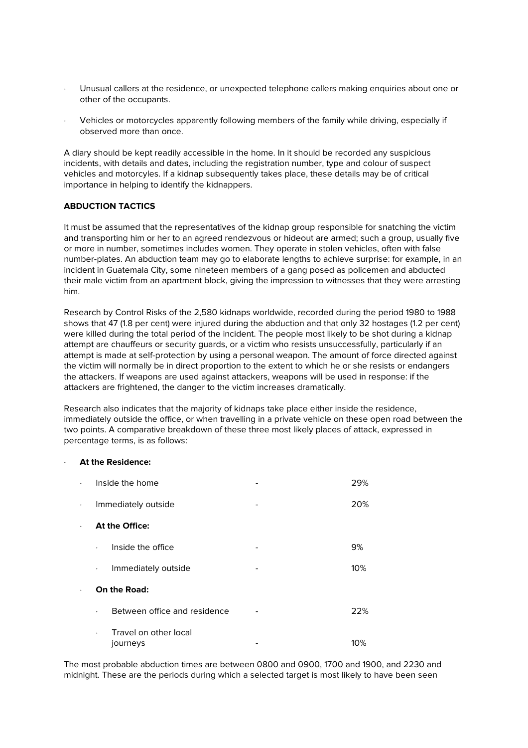- Unusual callers at the residence, or unexpected telephone callers making enquiries about one or other of the occupants.
- Vehicles or motorcycles apparently following members of the family while driving, especially if observed more than once.

A diary should be kept readily accessible in the home. In it should be recorded any suspicious incidents, with details and dates, including the registration number, type and colour of suspect vehicles and motorcyles. If a kidnap subsequently takes place, these details may be of critical importance in helping to identify the kidnappers.

**ABDUCTION TACTICS**

It must be assumed that the representatives of the kidnap group responsible for snatching the victim and transporting him or her to an agreed rendezvous or hideout are armed; such a group, usually five or more in number, sometimes includes women. They operate in stolen vehicles, often with false number-plates. An abduction team may go to elaborate lengths to achieve surprise: for example, in an incident in Guatemala City, some nineteen members of a gang posed as policemen and abducted their male victim from an apartment block, giving the impression to witnesses that they were arresting him.

Research by Control Risks of the 2,580 kidnaps worldwide, recorded during the period 1980 to 1988 shows that 47 (1.8 per cent) were injured during the abduction and that only 32 hostages (1.2 per cent) were killed during the total period of the incident. The people most likely to be shot during a kidnap attempt are chauffeurs or security guards, or a victim who resists unsuccessfully, particularly if an attempt is made at self-protection by using a personal weapon. The amount of force directed against the victim will normally be in direct proportion to the extent to which he or she resists or endangers the attackers. If weapons are used against attackers, weapons will be used in response: if the attackers are frightened, the danger to the victim increases dramatically.

Research also indicates that the majority of kidnaps take place either inside the residence, immediately outside the office, or when travelling in a private vehicle on these open road between the two points. A comparative breakdown of these three most likely places of attack, expressed in percentage terms, is as follows:

- **At the Residence:**
  - Inside the home - 29%
  - Immediately outside - 20%
  - **At the Office:**
    - Inside the office - 9%
    - Immediately outside - 10%
  - **On the Road:**
    - Between office and residence - 22%
    - Travel on other local journeys - 10%

The most probable abduction times are between 0800 and 0900, 1700 and 1900, and 2230 and midnight. These are the periods during which a selected target is most likely to have been seen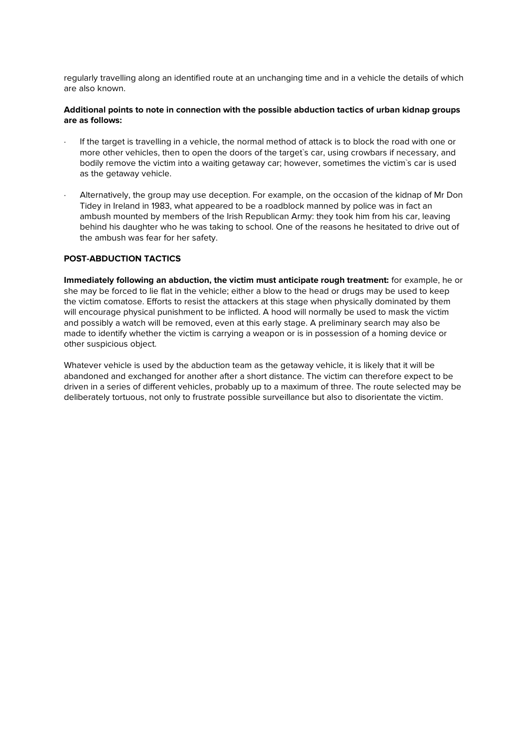regularly travelling along an identified route at an unchanging time and in a vehicle the details of which are also known.

**Additional points to note in connection with the possible abduction tactics of urban kidnap groups are as follows:**

- If the target is travelling in a vehicle, the normal method of attack is to block the road with one or more other vehicles, then to open the doors of the target`s car, using crowbars if necessary, and bodily remove the victim into a waiting getaway car; however, sometimes the victim`s car is used as the getaway vehicle.
- Alternatively, the group may use deception. For example, on the occasion of the kidnap of Mr Don Tidey in Ireland in 1983, what appeared to be a roadblock manned by police was in fact an ambush mounted by members of the Irish Republican Army: they took him from his car, leaving behind his daughter who he was taking to school. One of the reasons he hesitated to drive out of the ambush was fear for her safety.

**POST-ABDUCTION TACTICS**

**Immediately following an abduction, the victim must anticipate rough treatment:** for example, he or she may be forced to lie flat in the vehicle; either a blow to the head or drugs may be used to keep the victim comatose. Efforts to resist the attackers at this stage when physically dominated by them will encourage physical punishment to be inflicted. A hood will normally be used to mask the victim and possibly a watch will be removed, even at this early stage. A preliminary search may also be made to identify whether the victim is carrying a weapon or is in possession of a homing device or other suspicious object.

Whatever vehicle is used by the abduction team as the getaway vehicle, it is likely that it will be abandoned and exchanged for another after a short distance. The victim can therefore expect to be driven in a series of different vehicles, probably up to a maximum of three. The route selected may be deliberately tortuous, not only to frustrate possible surveillance but also to disorientate the victim.